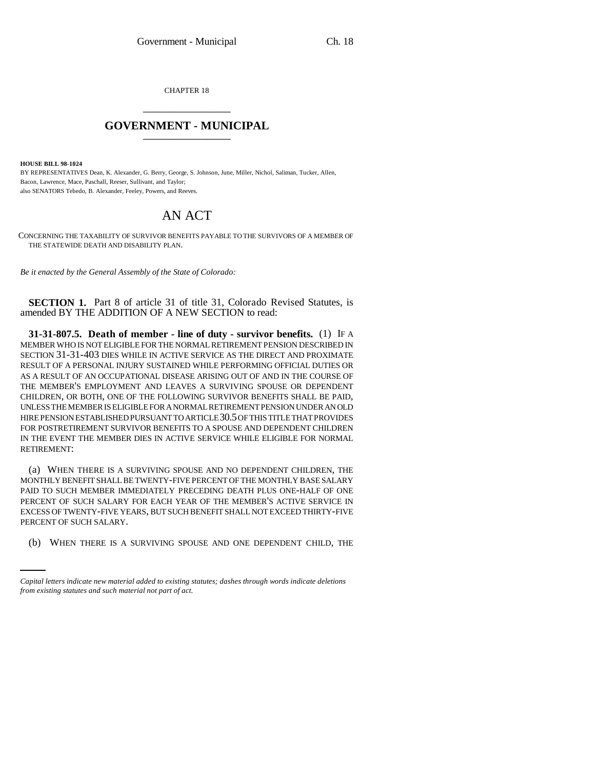CHAPTER 18

# GOVERNMENT - MUNICIPAL

**HOUSE BILL 98-1024**

BY REPRESENTATIVES Dean, K. Alexander, G. Berry, George, S. Johnson, June, Miller, Nichol, Saliman, Tucker, Allen, Bacon, Lawrence, Mace, Paschall, Reeser, Sullivant, and Taylor;

also SENATORS Tebedo, B. Alexander, Feeley, Powers, and Reeves.

# AN ACT

CONCERNING THE TAXABILITY OF SURVIVOR BENEFITS PAYABLE TO THE SURVIVORS OF A MEMBER OF THE STATEWIDE DEATH AND DISABILITY PLAN.

*Be it enacted by the General Assembly of the State of Colorado:*

**SECTION 1.** Part 8 of article 31 of title 31, Colorado Revised Statutes, is amended BY THE ADDITION OF A NEW SECTION to read:

**31-31-807.5. Death of member - line of duty - survivor benefits.** (1) IF A MEMBER WHO IS NOT ELIGIBLE FOR THE NORMAL RETIREMENT PENSION DESCRIBED IN SECTION 31-31-403 DIES WHILE IN ACTIVE SERVICE AS THE DIRECT AND PROXIMATE RESULT OF A PERSONAL INJURY SUSTAINED WHILE PERFORMING OFFICIAL DUTIES OR AS A RESULT OF AN OCCUPATIONAL DISEASE ARISING OUT OF AND IN THE COURSE OF THE MEMBER'S EMPLOYMENT AND LEAVES A SURVIVING SPOUSE OR DEPENDENT CHILDREN, OR BOTH, ONE OF THE FOLLOWING SURVIVOR BENEFITS SHALL BE PAID, UNLESS THE MEMBER IS ELIGIBLE FOR A NORMAL RETIREMENT PENSION UNDER AN OLD HIRE PENSION ESTABLISHED PURSUANT TO ARTICLE 30.5 OF THIS TITLE THAT PROVIDES FOR POSTRETIREMENT SURVIVOR BENEFITS TO A SPOUSE AND DEPENDENT CHILDREN IN THE EVENT THE MEMBER DIES IN ACTIVE SERVICE WHILE ELIGIBLE FOR NORMAL RETIREMENT:

(a) WHEN THERE IS A SURVIVING SPOUSE AND NO DEPENDENT CHILDREN, THE MONTHLY BENEFIT SHALL BE TWENTY-FIVE PERCENT OF THE MONTHLY BASE SALARY PAID TO SUCH MEMBER IMMEDIATELY PRECEDING DEATH PLUS ONE-HALF OF ONE PERCENT OF SUCH SALARY FOR EACH YEAR OF THE MEMBER'S ACTIVE SERVICE IN EXCESS OF TWENTY-FIVE YEARS, BUT SUCH BENEFIT SHALL NOT EXCEED THIRTY-FIVE PERCENT OF SUCH SALARY.

(b) WHEN THERE IS A SURVIVING SPOUSE AND ONE DEPENDENT CHILD, THE

*Capital letters indicate new material added to existing statutes; dashes through words indicate deletions from existing statutes and such material not part of act.*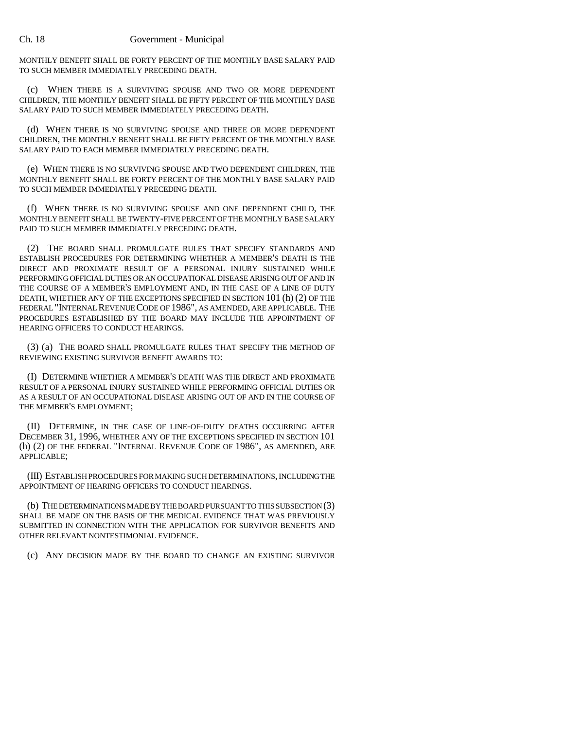MONTHLY BENEFIT SHALL BE FORTY PERCENT OF THE MONTHLY BASE SALARY PAID TO SUCH MEMBER IMMEDIATELY PRECEDING DEATH.

(c) WHEN THERE IS A SURVIVING SPOUSE AND TWO OR MORE DEPENDENT CHILDREN, THE MONTHLY BENEFIT SHALL BE FIFTY PERCENT OF THE MONTHLY BASE SALARY PAID TO SUCH MEMBER IMMEDIATELY PRECEDING DEATH.

(d) WHEN THERE IS NO SURVIVING SPOUSE AND THREE OR MORE DEPENDENT CHILDREN, THE MONTHLY BENEFIT SHALL BE FIFTY PERCENT OF THE MONTHLY BASE SALARY PAID TO EACH MEMBER IMMEDIATELY PRECEDING DEATH.

(e) WHEN THERE IS NO SURVIVING SPOUSE AND TWO DEPENDENT CHILDREN, THE MONTHLY BENEFIT SHALL BE FORTY PERCENT OF THE MONTHLY BASE SALARY PAID TO SUCH MEMBER IMMEDIATELY PRECEDING DEATH.

(f) WHEN THERE IS NO SURVIVING SPOUSE AND ONE DEPENDENT CHILD, THE MONTHLY BENEFIT SHALL BE TWENTY-FIVE PERCENT OF THE MONTHLY BASE SALARY PAID TO SUCH MEMBER IMMEDIATELY PRECEDING DEATH.

(2) THE BOARD SHALL PROMULGATE RULES THAT SPECIFY STANDARDS AND ESTABLISH PROCEDURES FOR DETERMINING WHETHER A MEMBER'S DEATH IS THE DIRECT AND PROXIMATE RESULT OF A PERSONAL INJURY SUSTAINED WHILE PERFORMING OFFICIAL DUTIES OR AN OCCUPATIONAL DISEASE ARISING OUT OF AND IN THE COURSE OF A MEMBER'S EMPLOYMENT AND, IN THE CASE OF A LINE OF DUTY DEATH, WHETHER ANY OF THE EXCEPTIONS SPECIFIED IN SECTION 101 (h) (2) OF THE FEDERAL "INTERNAL REVENUE CODE OF 1986", AS AMENDED, ARE APPLICABLE. THE PROCEDURES ESTABLISHED BY THE BOARD MAY INCLUDE THE APPOINTMENT OF HEARING OFFICERS TO CONDUCT HEARINGS.

(3) (a) THE BOARD SHALL PROMULGATE RULES THAT SPECIFY THE METHOD OF REVIEWING EXISTING SURVIVOR BENEFIT AWARDS TO:

(I) DETERMINE WHETHER A MEMBER'S DEATH WAS THE DIRECT AND PROXIMATE RESULT OF A PERSONAL INJURY SUSTAINED WHILE PERFORMING OFFICIAL DUTIES OR AS A RESULT OF AN OCCUPATIONAL DISEASE ARISING OUT OF AND IN THE COURSE OF THE MEMBER'S EMPLOYMENT;

(II) DETERMINE, IN THE CASE OF LINE-OF-DUTY DEATHS OCCURRING AFTER DECEMBER 31, 1996, WHETHER ANY OF THE EXCEPTIONS SPECIFIED IN SECTION 101 (h) (2) OF THE FEDERAL "INTERNAL REVENUE CODE OF 1986", AS AMENDED, ARE APPLICABLE;

(III) ESTABLISH PROCEDURES FOR MAKING SUCH DETERMINATIONS, INCLUDING THE APPOINTMENT OF HEARING OFFICERS TO CONDUCT HEARINGS.

(b) THE DETERMINATIONS MADE BY THE BOARD PURSUANT TO THIS SUBSECTION (3) SHALL BE MADE ON THE BASIS OF THE MEDICAL EVIDENCE THAT WAS PREVIOUSLY SUBMITTED IN CONNECTION WITH THE APPLICATION FOR SURVIVOR BENEFITS AND OTHER RELEVANT NONTESTIMONIAL EVIDENCE.

(c) ANY DECISION MADE BY THE BOARD TO CHANGE AN EXISTING SURVIVOR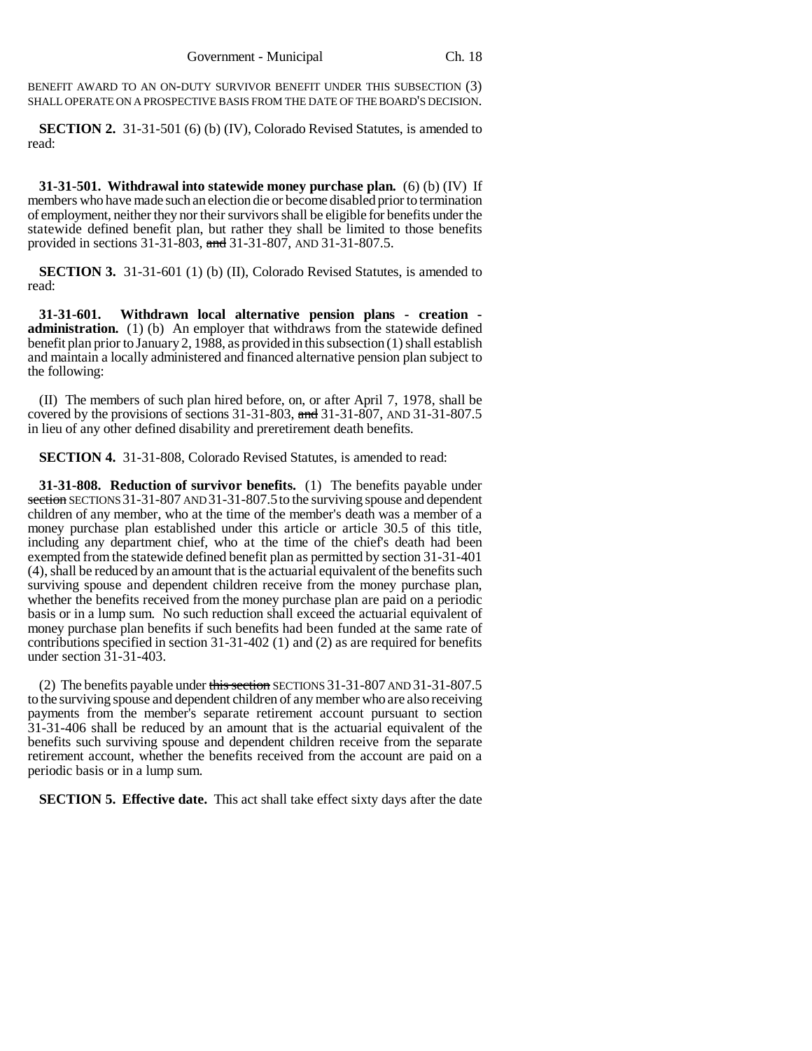BENEFIT AWARD TO AN ON-DUTY SURVIVOR BENEFIT UNDER THIS SUBSECTION (3) SHALL OPERATE ON A PROSPECTIVE BASIS FROM THE DATE OF THE BOARD'S DECISION.

**SECTION 2.** 31-31-501 (6) (b) (IV), Colorado Revised Statutes, is amended to read:

**31-31-501. Withdrawal into statewide money purchase plan.** (6) (b) (IV) If members who have made such an election die or become disabled prior to termination of employment, neither they nor their survivors shall be eligible for benefits under the statewide defined benefit plan, but rather they shall be limited to those benefits provided in sections 31-31-803, ~~and~~ 31-31-807, AND 31-31-807.5.

**SECTION 3.** 31-31-601 (1) (b) (II), Colorado Revised Statutes, is amended to read:

**31-31-601. Withdrawn local alternative pension plans - creation - administration.** (1) (b) An employer that withdraws from the statewide defined benefit plan prior to January 2, 1988, as provided in this subsection (1) shall establish and maintain a locally administered and financed alternative pension plan subject to the following:

(II) The members of such plan hired before, on, or after April 7, 1978, shall be covered by the provisions of sections 31-31-803, ~~and~~ 31-31-807, AND 31-31-807.5 in lieu of any other defined disability and preretirement death benefits.

**SECTION 4.** 31-31-808, Colorado Revised Statutes, is amended to read:

**31-31-808. Reduction of survivor benefits.** (1) The benefits payable under ~~section~~ SECTIONS 31-31-807 AND 31-31-807.5 to the surviving spouse and dependent children of any member, who at the time of the member's death was a member of a money purchase plan established under this article or article 30.5 of this title, including any department chief, who at the time of the chief's death had been exempted from the statewide defined benefit plan as permitted by section 31-31-401 (4), shall be reduced by an amount that is the actuarial equivalent of the benefits such surviving spouse and dependent children receive from the money purchase plan, whether the benefits received from the money purchase plan are paid on a periodic basis or in a lump sum. No such reduction shall exceed the actuarial equivalent of money purchase plan benefits if such benefits had been funded at the same rate of contributions specified in section 31-31-402 (1) and (2) as are required for benefits under section 31-31-403.

(2) The benefits payable under ~~this section~~ SECTIONS 31-31-807 AND 31-31-807.5 to the surviving spouse and dependent children of any member who are also receiving payments from the member's separate retirement account pursuant to section 31-31-406 shall be reduced by an amount that is the actuarial equivalent of the benefits such surviving spouse and dependent children receive from the separate retirement account, whether the benefits received from the account are paid on a periodic basis or in a lump sum.

**SECTION 5. Effective date.** This act shall take effect sixty days after the date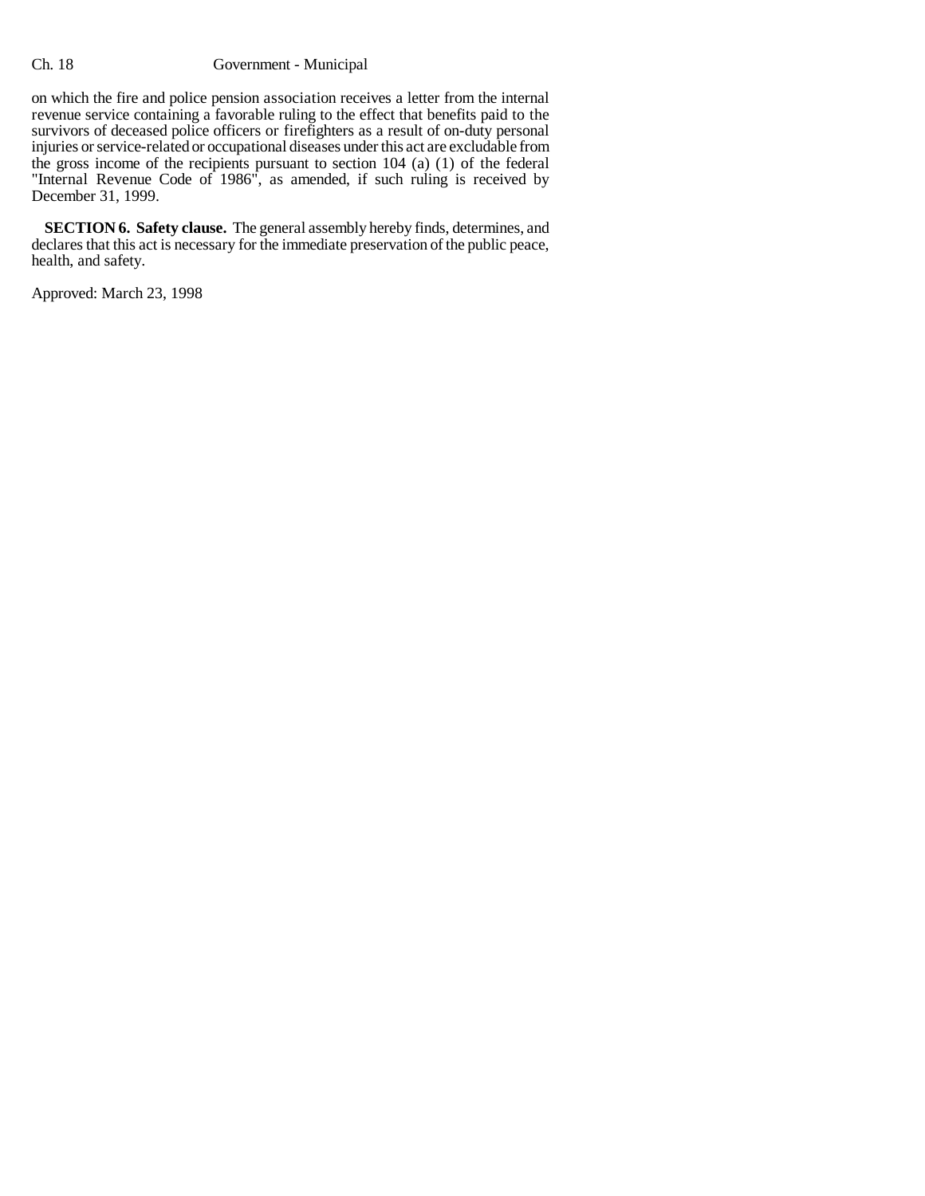on which the fire and police pension association receives a letter from the internal revenue service containing a favorable ruling to the effect that benefits paid to the survivors of deceased police officers or firefighters as a result of on-duty personal injuries or service-related or occupational diseases under this act are excludable from the gross income of the recipients pursuant to section 104 (a) (1) of the federal "Internal Revenue Code of 1986", as amended, if such ruling is received by December 31, 1999.

**SECTION 6. Safety clause.** The general assembly hereby finds, determines, and declares that this act is necessary for the immediate preservation of the public peace, health, and safety.

Approved: March 23, 1998